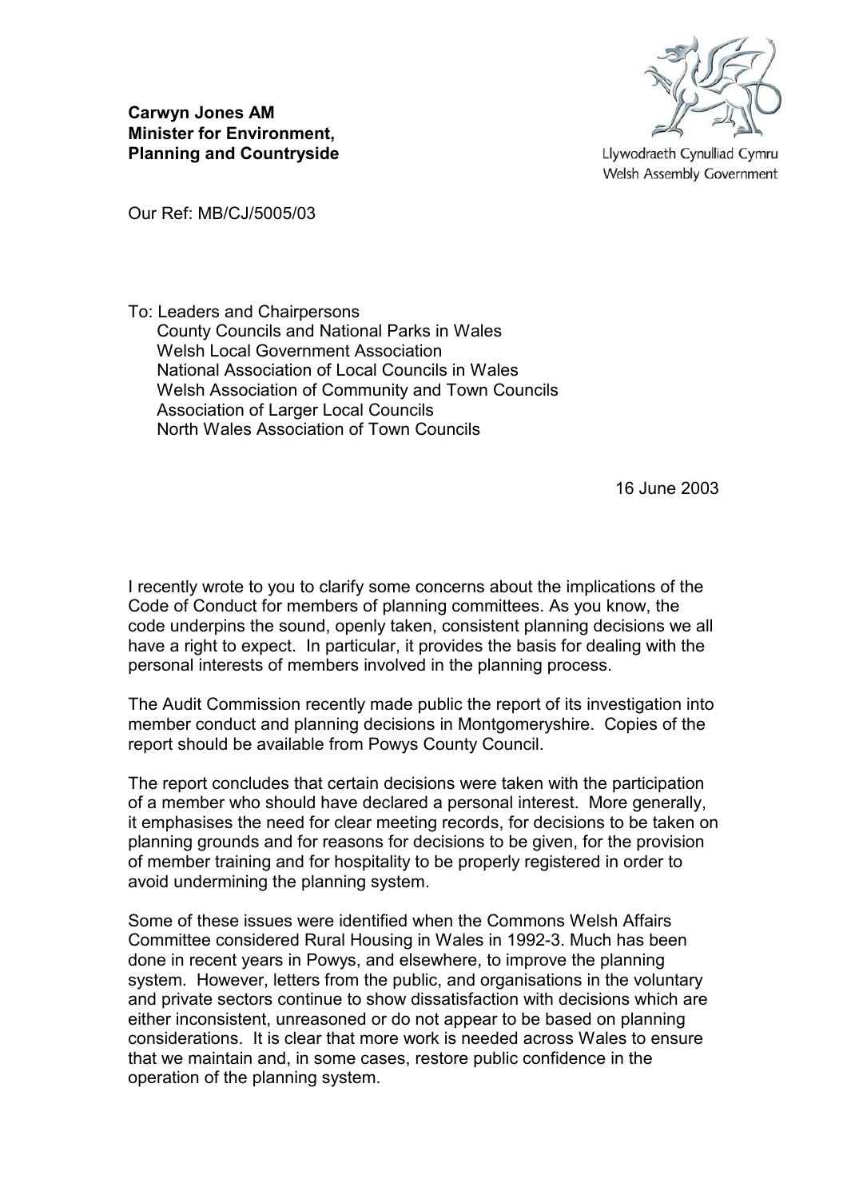**Carwyn Jones AM**
**Minister for Environment,**
**Planning and Countryside**

Llywodraeth Cynulliad Cymru
Welsh Assembly Government

Our Ref: MB/CJ/5005/03

To: Leaders and Chairpersons
County Councils and National Parks in Wales
Welsh Local Government Association
National Association of Local Councils in Wales
Welsh Association of Community and Town Councils
Association of Larger Local Councils
North Wales Association of Town Councils

16 June 2003

I recently wrote to you to clarify some concerns about the implications of the Code of Conduct for members of planning committees. As you know, the code underpins the sound, openly taken, consistent planning decisions we all have a right to expect. In particular, it provides the basis for dealing with the personal interests of members involved in the planning process.

The Audit Commission recently made public the report of its investigation into member conduct and planning decisions in Montgomeryshire. Copies of the report should be available from Powys County Council.

The report concludes that certain decisions were taken with the participation of a member who should have declared a personal interest. More generally, it emphasises the need for clear meeting records, for decisions to be taken on planning grounds and for reasons for decisions to be given, for the provision of member training and for hospitality to be properly registered in order to avoid undermining the planning system.

Some of these issues were identified when the Commons Welsh Affairs Committee considered Rural Housing in Wales in 1992-3. Much has been done in recent years in Powys, and elsewhere, to improve the planning system. However, letters from the public, and organisations in the voluntary and private sectors continue to show dissatisfaction with decisions which are either inconsistent, unreasoned or do not appear to be based on planning considerations. It is clear that more work is needed across Wales to ensure that we maintain and, in some cases, restore public confidence in the operation of the planning system.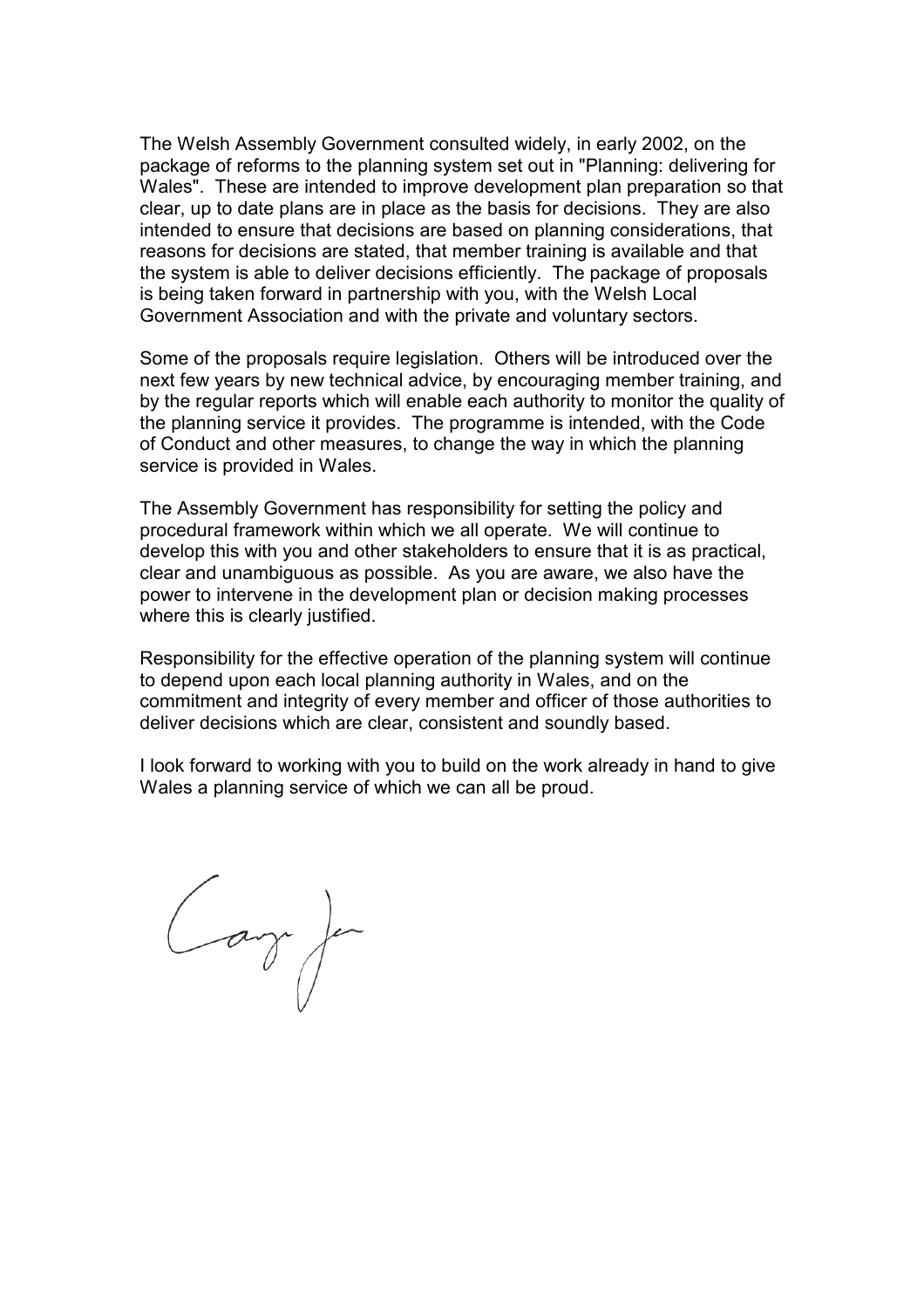The Welsh Assembly Government consulted widely, in early 2002, on the package of reforms to the planning system set out in "Planning: delivering for Wales". These are intended to improve development plan preparation so that clear, up to date plans are in place as the basis for decisions. They are also intended to ensure that decisions are based on planning considerations, that reasons for decisions are stated, that member training is available and that the system is able to deliver decisions efficiently. The package of proposals is being taken forward in partnership with you, with the Welsh Local Government Association and with the private and voluntary sectors.

Some of the proposals require legislation. Others will be introduced over the next few years by new technical advice, by encouraging member training, and by the regular reports which will enable each authority to monitor the quality of the planning service it provides. The programme is intended, with the Code of Conduct and other measures, to change the way in which the planning service is provided in Wales.

The Assembly Government has responsibility for setting the policy and procedural framework within which we all operate. We will continue to develop this with you and other stakeholders to ensure that it is as practical, clear and unambiguous as possible. As you are aware, we also have the power to intervene in the development plan or decision making processes where this is clearly justified.

Responsibility for the effective operation of the planning system will continue to depend upon each local planning authority in Wales, and on the commitment and integrity of every member and officer of those authorities to deliver decisions which are clear, consistent and soundly based.

I look forward to working with you to build on the work already in hand to give Wales a planning service of which we can all be proud.